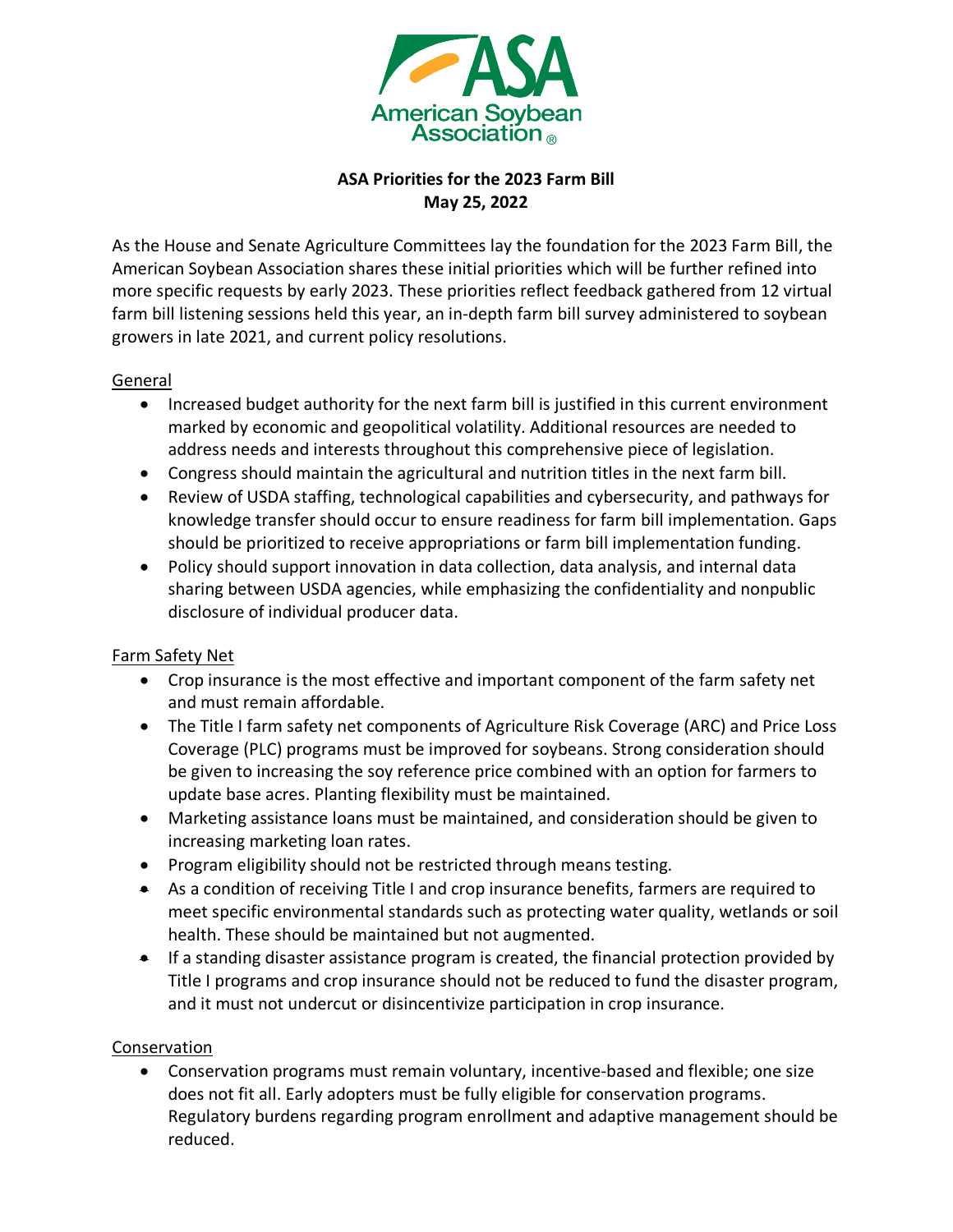# ASA Priorities for the 2023 Farm Bill

**May 25, 2022**

As the House and Senate Agriculture Committees lay the foundation for the 2023 Farm Bill, the American Soybean Association shares these initial priorities which will be further refined into more specific requests by early 2023. These priorities reflect feedback gathered from 12 virtual farm bill listening sessions held this year, an in-depth farm bill survey administered to soybean growers in late 2021, and current policy resolutions.

## General

- Increased budget authority for the next farm bill is justified in this current environment marked by economic and geopolitical volatility. Additional resources are needed to address needs and interests throughout this comprehensive piece of legislation.
- Congress should maintain the agricultural and nutrition titles in the next farm bill.
- Review of USDA staffing, technological capabilities and cybersecurity, and pathways for knowledge transfer should occur to ensure readiness for farm bill implementation. Gaps should be prioritized to receive appropriations or farm bill implementation funding.
- Policy should support innovation in data collection, data analysis, and internal data sharing between USDA agencies, while emphasizing the confidentiality and nonpublic disclosure of individual producer data.

## Farm Safety Net

- Crop insurance is the most effective and important component of the farm safety net and must remain affordable.
- The Title I farm safety net components of Agriculture Risk Coverage (ARC) and Price Loss Coverage (PLC) programs must be improved for soybeans. Strong consideration should be given to increasing the soy reference price combined with an option for farmers to update base acres. Planting flexibility must be maintained.
- Marketing assistance loans must be maintained, and consideration should be given to increasing marketing loan rates.
- Program eligibility should not be restricted through means testing.
- As a condition of receiving Title I and crop insurance benefits, farmers are required to meet specific environmental standards such as protecting water quality, wetlands or soil health. These should be maintained but not augmented.
- If a standing disaster assistance program is created, the financial protection provided by Title I programs and crop insurance should not be reduced to fund the disaster program, and it must not undercut or disincentivize participation in crop insurance.

## Conservation

- Conservation programs must remain voluntary, incentive-based and flexible; one size does not fit all. Early adopters must be fully eligible for conservation programs. Regulatory burdens regarding program enrollment and adaptive management should be reduced.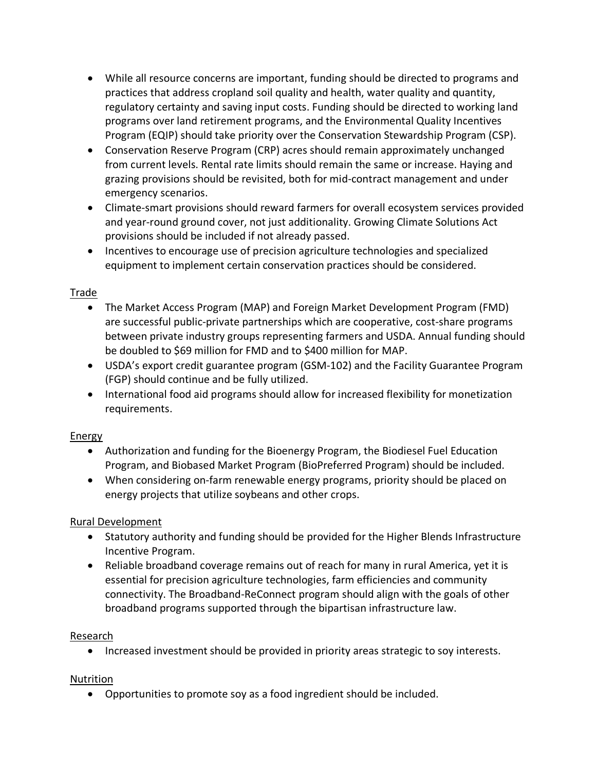- While all resource concerns are important, funding should be directed to programs and practices that address cropland soil quality and health, water quality and quantity, regulatory certainty and saving input costs. Funding should be directed to working land programs over land retirement programs, and the Environmental Quality Incentives Program (EQIP) should take priority over the Conservation Stewardship Program (CSP).
- Conservation Reserve Program (CRP) acres should remain approximately unchanged from current levels. Rental rate limits should remain the same or increase. Haying and grazing provisions should be revisited, both for mid-contract management and under emergency scenarios.
- Climate-smart provisions should reward farmers for overall ecosystem services provided and year-round ground cover, not just additionality. Growing Climate Solutions Act provisions should be included if not already passed.
- Incentives to encourage use of precision agriculture technologies and specialized equipment to implement certain conservation practices should be considered.

<u>Trade</u>

- The Market Access Program (MAP) and Foreign Market Development Program (FMD) are successful public-private partnerships which are cooperative, cost-share programs between private industry groups representing farmers and USDA. Annual funding should be doubled to $69 million for FMD and to $400 million for MAP.
- USDA's export credit guarantee program (GSM-102) and the Facility Guarantee Program (FGP) should continue and be fully utilized.
- International food aid programs should allow for increased flexibility for monetization requirements.

<u>Energy</u>

- Authorization and funding for the Bioenergy Program, the Biodiesel Fuel Education Program, and Biobased Market Program (BioPreferred Program) should be included.
- When considering on-farm renewable energy programs, priority should be placed on energy projects that utilize soybeans and other crops.

<u>Rural Development</u>

- Statutory authority and funding should be provided for the Higher Blends Infrastructure Incentive Program.
- Reliable broadband coverage remains out of reach for many in rural America, yet it is essential for precision agriculture technologies, farm efficiencies and community connectivity. The Broadband-ReConnect program should align with the goals of other broadband programs supported through the bipartisan infrastructure law.

<u>Research</u>

- Increased investment should be provided in priority areas strategic to soy interests.

<u>Nutrition</u>

- Opportunities to promote soy as a food ingredient should be included.